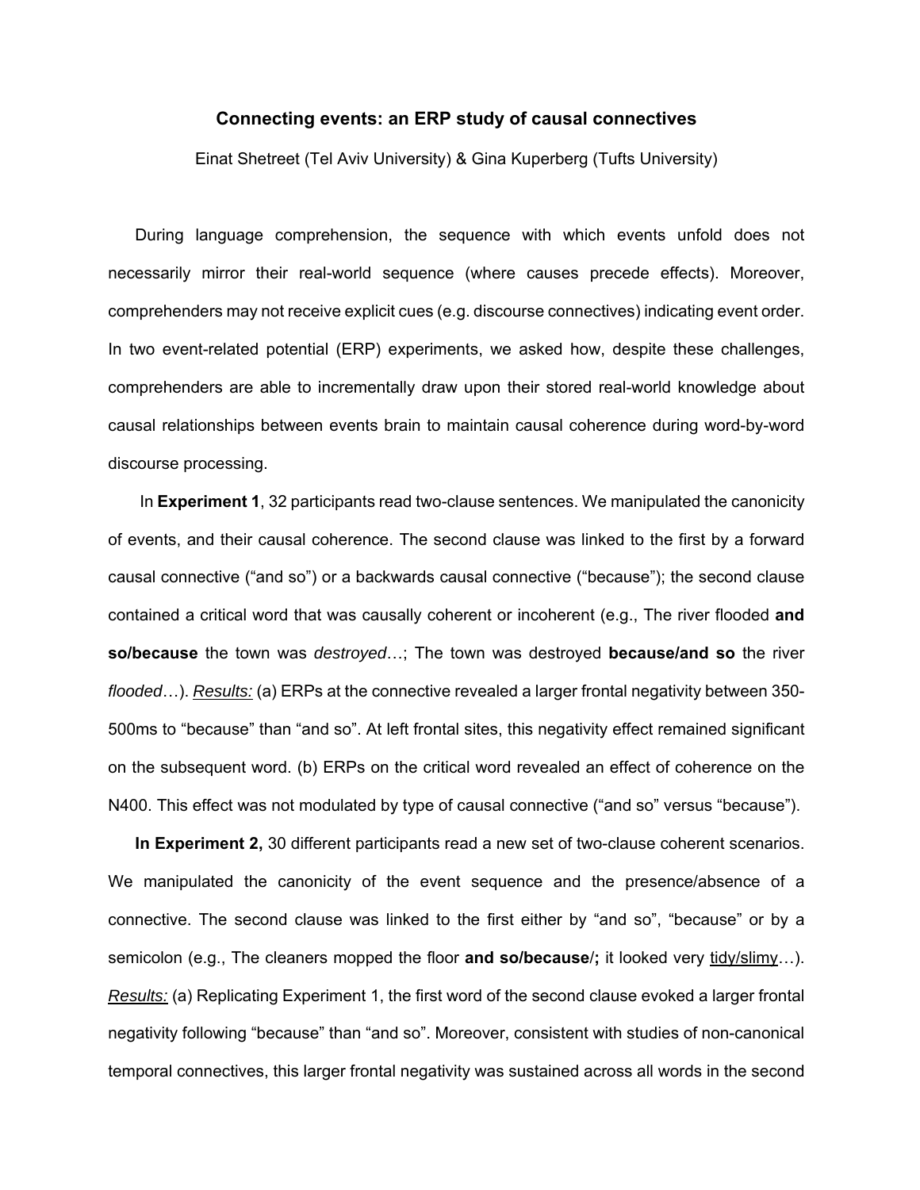# Connecting events: an ERP study of causal connectives

Einat Shetreet (Tel Aviv University) & Gina Kuperberg (Tufts University)

During language comprehension, the sequence with which events unfold does not necessarily mirror their real-world sequence (where causes precede effects). Moreover, comprehenders may not receive explicit cues (e.g. discourse connectives) indicating event order. In two event-related potential (ERP) experiments, we asked how, despite these challenges, comprehenders are able to incrementally draw upon their stored real-world knowledge about causal relationships between events brain to maintain causal coherence during word-by-word discourse processing.

In **Experiment 1**, 32 participants read two-clause sentences. We manipulated the canonicity of events, and their causal coherence. The second clause was linked to the first by a forward causal connective ("and so") or a backwards causal connective ("because"); the second clause contained a critical word that was causally coherent or incoherent (e.g., The river flooded **and so/because** the town was *destroyed*…; The town was destroyed **because/and so** the river *flooded*…). *Results:* (a) ERPs at the connective revealed a larger frontal negativity between 350-500ms to "because" than "and so". At left frontal sites, this negativity effect remained significant on the subsequent word. (b) ERPs on the critical word revealed an effect of coherence on the N400. This effect was not modulated by type of causal connective ("and so" versus "because").

**In Experiment 2,** 30 different participants read a new set of two-clause coherent scenarios. We manipulated the canonicity of the event sequence and the presence/absence of a connective. The second clause was linked to the first either by "and so", "because" or by a semicolon (e.g., The cleaners mopped the floor **and so/because**/**;** it looked very <u>tidy/slimy</u>…). *Results:* (a) Replicating Experiment 1, the first word of the second clause evoked a larger frontal negativity following "because" than "and so". Moreover, consistent with studies of non-canonical temporal connectives, this larger frontal negativity was sustained across all words in the second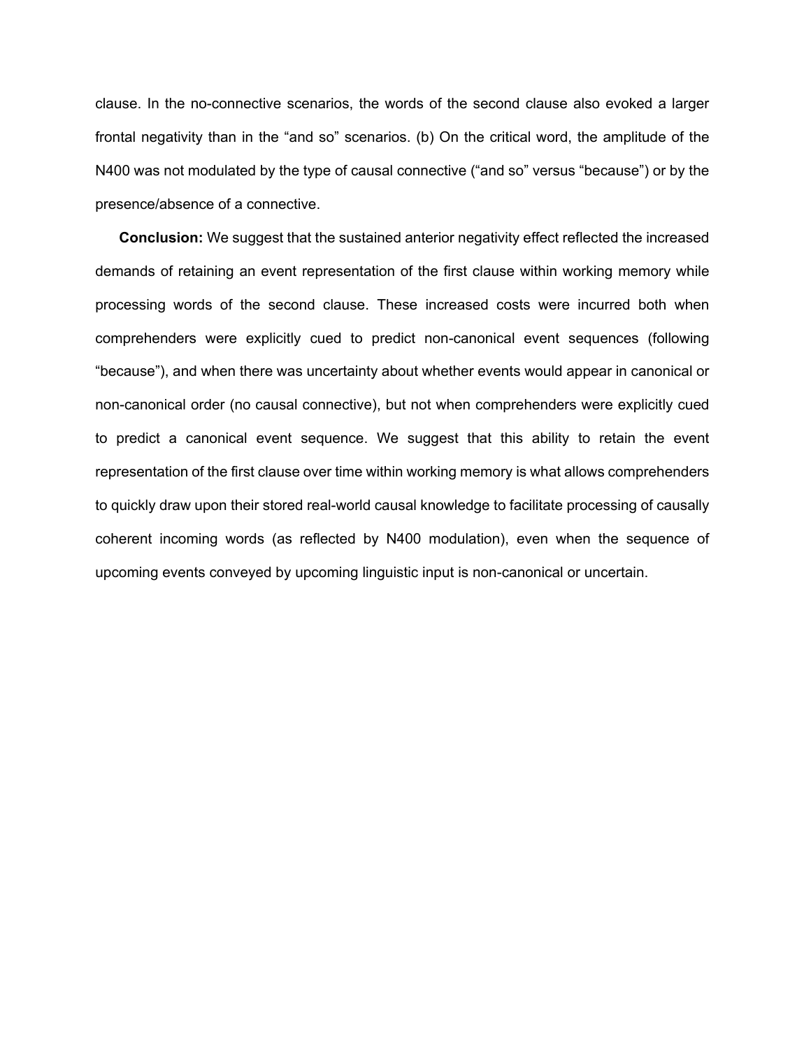clause. In the no-connective scenarios, the words of the second clause also evoked a larger frontal negativity than in the "and so" scenarios. (b) On the critical word, the amplitude of the N400 was not modulated by the type of causal connective ("and so" versus "because") or by the presence/absence of a connective.

**Conclusion:** We suggest that the sustained anterior negativity effect reflected the increased demands of retaining an event representation of the first clause within working memory while processing words of the second clause. These increased costs were incurred both when comprehenders were explicitly cued to predict non-canonical event sequences (following "because"), and when there was uncertainty about whether events would appear in canonical or non-canonical order (no causal connective), but not when comprehenders were explicitly cued to predict a canonical event sequence. We suggest that this ability to retain the event representation of the first clause over time within working memory is what allows comprehenders to quickly draw upon their stored real-world causal knowledge to facilitate processing of causally coherent incoming words (as reflected by N400 modulation), even when the sequence of upcoming events conveyed by upcoming linguistic input is non-canonical or uncertain.